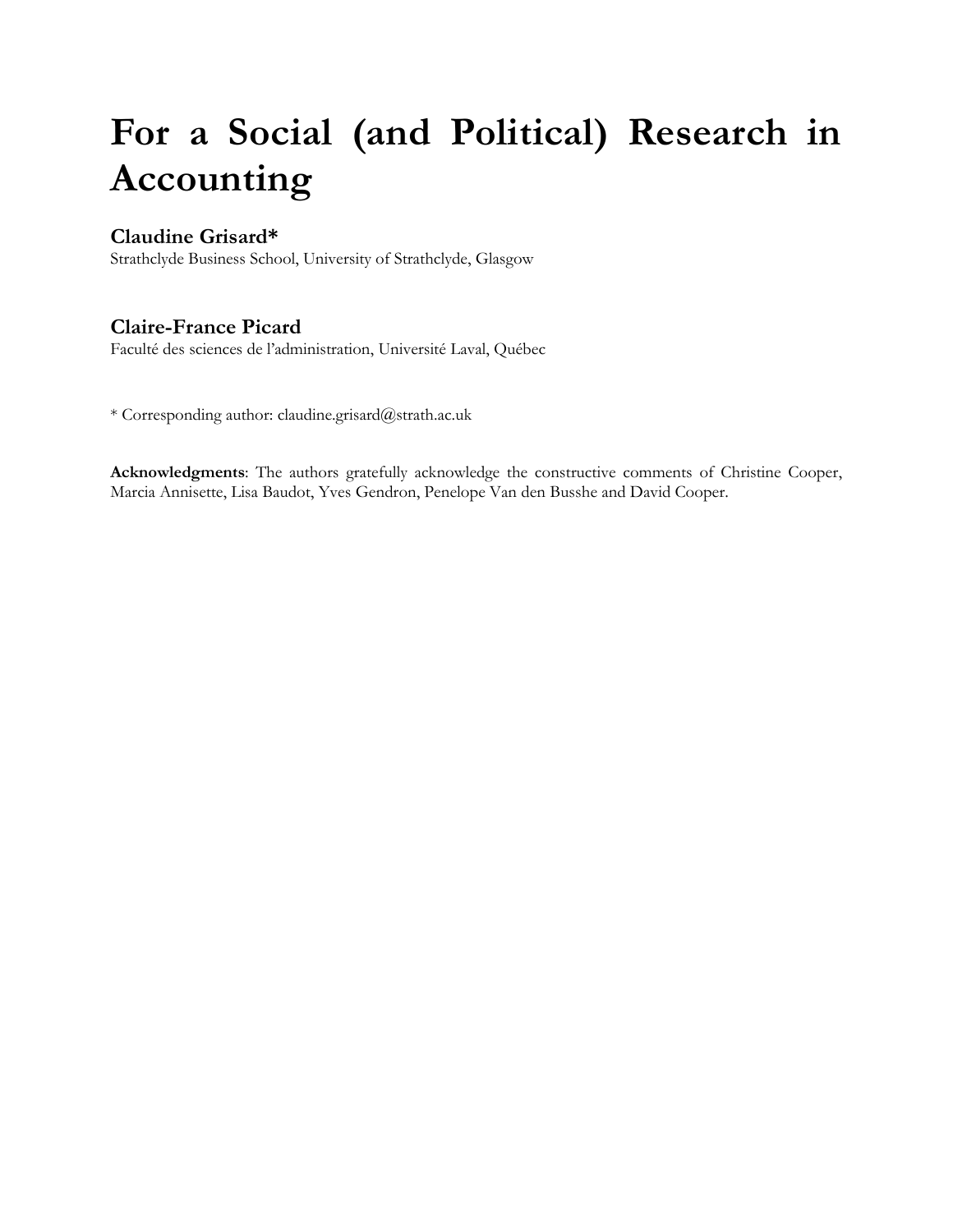# For a Social (and Political) Research in Accounting

**Claudine Grisard***

Strathclyde Business School, University of Strathclyde, Glasgow

**Claire-France Picard**

Faculté des sciences de l'administration, Université Laval, Québec

* Corresponding author: claudine.grisard@strath.ac.uk

**Acknowledgments**: The authors gratefully acknowledge the constructive comments of Christine Cooper, Marcia Annisette, Lisa Baudot, Yves Gendron, Penelope Van den Busshe and David Cooper.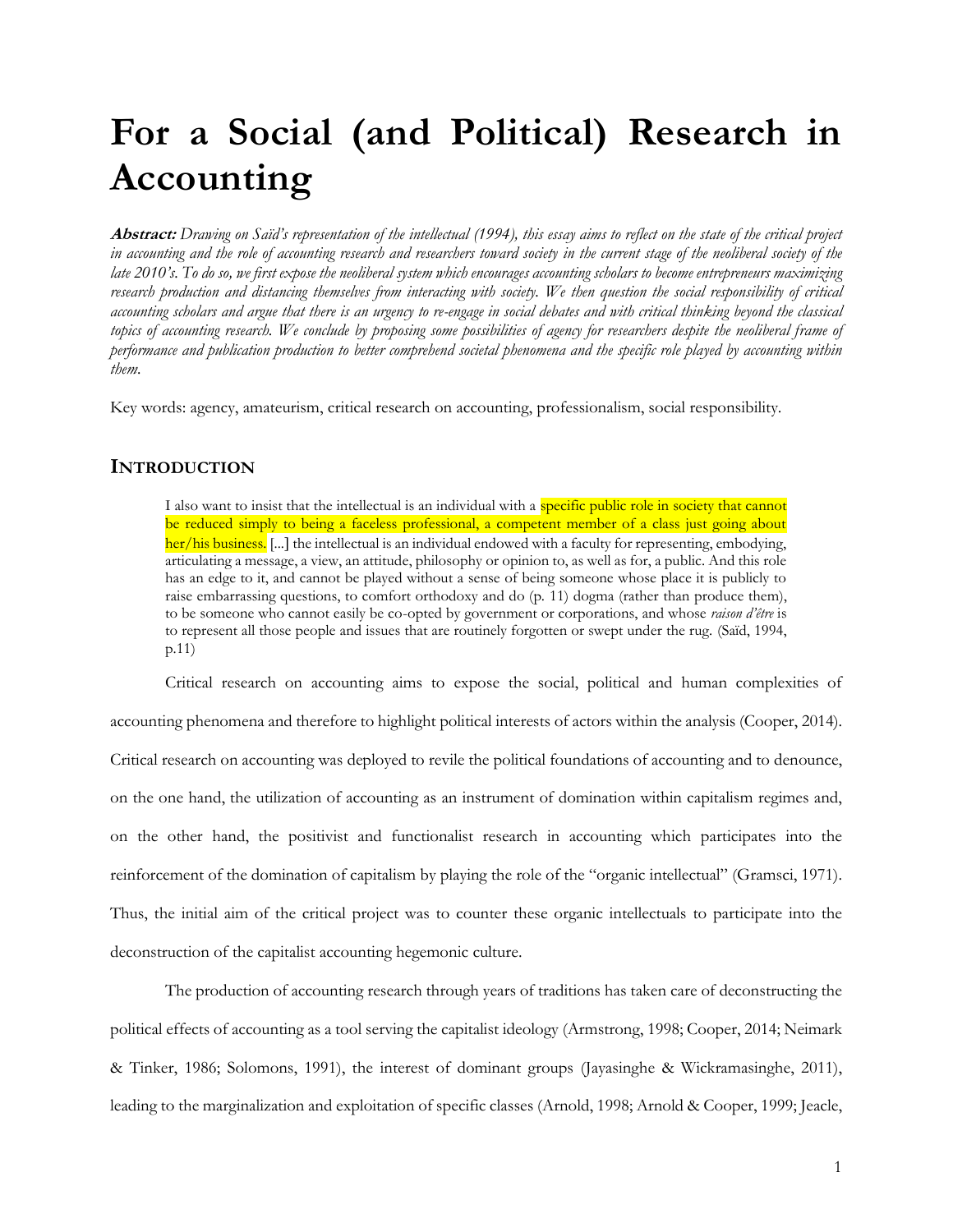# For a Social (and Political) Research in Accounting

***Abstract:*** *Drawing on Saïd's representation of the intellectual (1994), this essay aims to reflect on the state of the critical project in accounting and the role of accounting research and researchers toward society in the current stage of the neoliberal society of the late 2010's. To do so, we first expose the neoliberal system which encourages accounting scholars to become entrepreneurs maximizing research production and distancing themselves from interacting with society. We then question the social responsibility of critical accounting scholars and argue that there is an urgency to re-engage in social debates and with critical thinking beyond the classical topics of accounting research. We conclude by proposing some possibilities of agency for researchers despite the neoliberal frame of performance and publication production to better comprehend societal phenomena and the specific role played by accounting within them.*

Key words: agency, amateurism, critical research on accounting, professionalism, social responsibility.

## INTRODUCTION

> I also want to insist that the intellectual is an individual with a specific public role in society that cannot be reduced simply to being a faceless professional, a competent member of a class just going about her/his business. [...] the intellectual is an individual endowed with a faculty for representing, embodying, articulating a message, a view, an attitude, philosophy or opinion to, as well as for, a public. And this role has an edge to it, and cannot be played without a sense of being someone whose place it is publicly to raise embarrassing questions, to comfort orthodoxy and do (p. 11) dogma (rather than produce them), to be someone who cannot easily be co-opted by government or corporations, and whose *raison d'être* is to represent all those people and issues that are routinely forgotten or swept under the rug. (Saïd, 1994, p.11)

Critical research on accounting aims to expose the social, political and human complexities of accounting phenomena and therefore to highlight political interests of actors within the analysis (Cooper, 2014). Critical research on accounting was deployed to revile the political foundations of accounting and to denounce, on the one hand, the utilization of accounting as an instrument of domination within capitalism regimes and, on the other hand, the positivist and functionalist research in accounting which participates into the reinforcement of the domination of capitalism by playing the role of the "organic intellectual" (Gramsci, 1971). Thus, the initial aim of the critical project was to counter these organic intellectuals to participate into the deconstruction of the capitalist accounting hegemonic culture.

The production of accounting research through years of traditions has taken care of deconstructing the political effects of accounting as a tool serving the capitalist ideology (Armstrong, 1998; Cooper, 2014; Neimark & Tinker, 1986; Solomons, 1991), the interest of dominant groups (Jayasinghe & Wickramasinghe, 2011), leading to the marginalization and exploitation of specific classes (Arnold, 1998; Arnold & Cooper, 1999; Jeacle,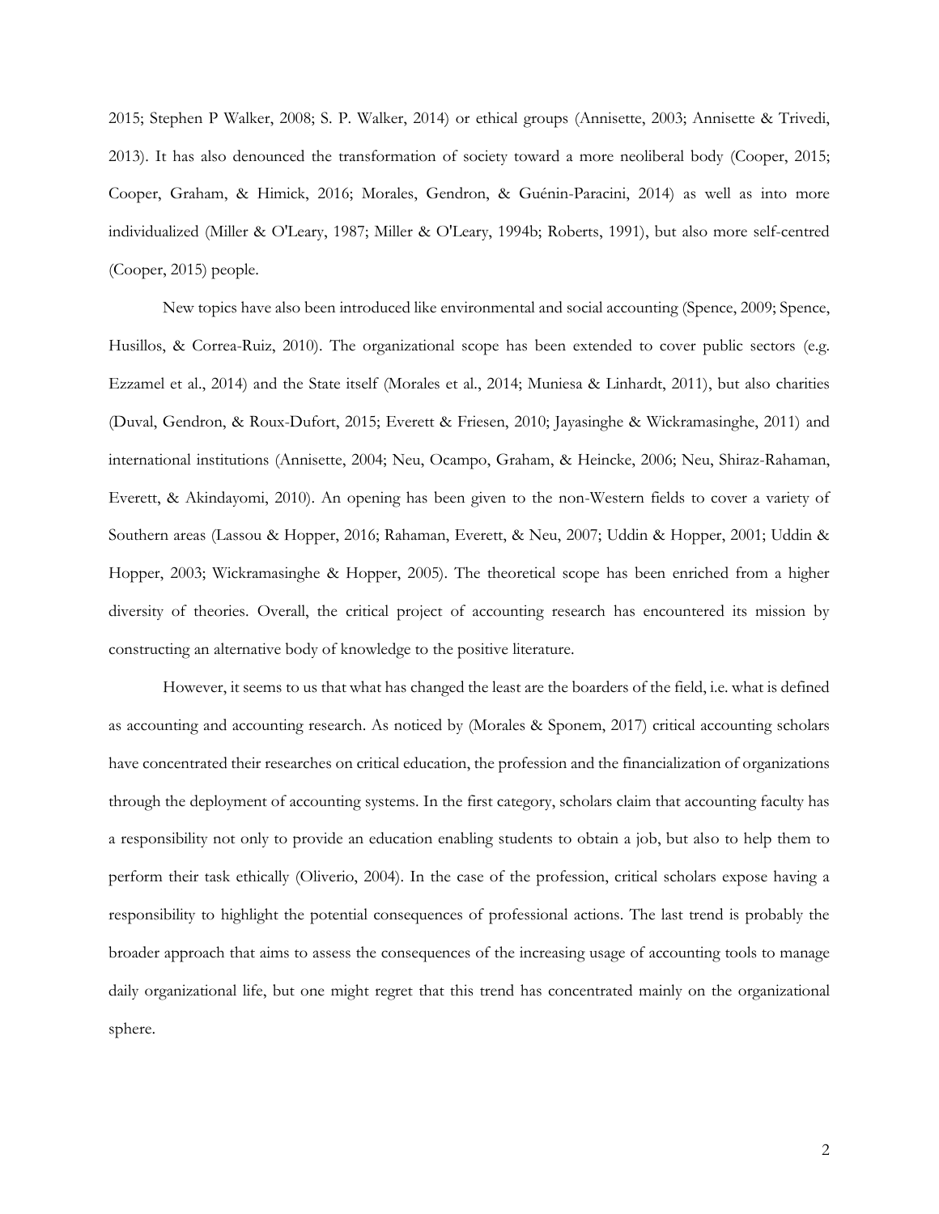2015; Stephen P Walker, 2008; S. P. Walker, 2014) or ethical groups (Annisette, 2003; Annisette & Trivedi, 2013). It has also denounced the transformation of society toward a more neoliberal body (Cooper, 2015; Cooper, Graham, & Himick, 2016; Morales, Gendron, & Guénin-Paracini, 2014) as well as into more individualized (Miller & O'Leary, 1987; Miller & O'Leary, 1994b; Roberts, 1991), but also more self-centred (Cooper, 2015) people.

New topics have also been introduced like environmental and social accounting (Spence, 2009; Spence, Husillos, & Correa-Ruiz, 2010). The organizational scope has been extended to cover public sectors (e.g. Ezzamel et al., 2014) and the State itself (Morales et al., 2014; Muniesa & Linhardt, 2011), but also charities (Duval, Gendron, & Roux-Dufort, 2015; Everett & Friesen, 2010; Jayasinghe & Wickramasinghe, 2011) and international institutions (Annisette, 2004; Neu, Ocampo, Graham, & Heincke, 2006; Neu, Shiraz-Rahaman, Everett, & Akindayomi, 2010). An opening has been given to the non-Western fields to cover a variety of Southern areas (Lassou & Hopper, 2016; Rahaman, Everett, & Neu, 2007; Uddin & Hopper, 2001; Uddin & Hopper, 2003; Wickramasinghe & Hopper, 2005). The theoretical scope has been enriched from a higher diversity of theories. Overall, the critical project of accounting research has encountered its mission by constructing an alternative body of knowledge to the positive literature.

However, it seems to us that what has changed the least are the boarders of the field, i.e. what is defined as accounting and accounting research. As noticed by (Morales & Sponem, 2017) critical accounting scholars have concentrated their researches on critical education, the profession and the financialization of organizations through the deployment of accounting systems. In the first category, scholars claim that accounting faculty has a responsibility not only to provide an education enabling students to obtain a job, but also to help them to perform their task ethically (Oliverio, 2004). In the case of the profession, critical scholars expose having a responsibility to highlight the potential consequences of professional actions. The last trend is probably the broader approach that aims to assess the consequences of the increasing usage of accounting tools to manage daily organizational life, but one might regret that this trend has concentrated mainly on the organizational sphere.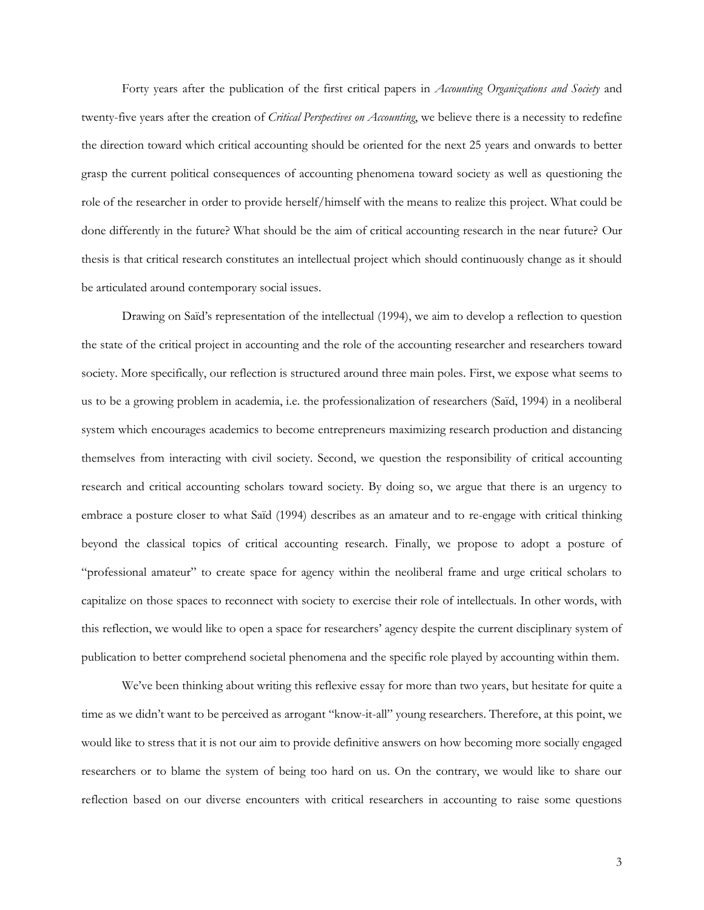Forty years after the publication of the first critical papers in *Accounting Organizations and Society* and twenty-five years after the creation of *Critical Perspectives on Accounting*, we believe there is a necessity to redefine the direction toward which critical accounting should be oriented for the next 25 years and onwards to better grasp the current political consequences of accounting phenomena toward society as well as questioning the role of the researcher in order to provide herself/himself with the means to realize this project. What could be done differently in the future? What should be the aim of critical accounting research in the near future? Our thesis is that critical research constitutes an intellectual project which should continuously change as it should be articulated around contemporary social issues.

Drawing on Saïd's representation of the intellectual (1994), we aim to develop a reflection to question the state of the critical project in accounting and the role of the accounting researcher and researchers toward society. More specifically, our reflection is structured around three main poles. First, we expose what seems to us to be a growing problem in academia, i.e. the professionalization of researchers (Saïd, 1994) in a neoliberal system which encourages academics to become entrepreneurs maximizing research production and distancing themselves from interacting with civil society. Second, we question the responsibility of critical accounting research and critical accounting scholars toward society. By doing so, we argue that there is an urgency to embrace a posture closer to what Saïd (1994) describes as an amateur and to re-engage with critical thinking beyond the classical topics of critical accounting research. Finally, we propose to adopt a posture of "professional amateur" to create space for agency within the neoliberal frame and urge critical scholars to capitalize on those spaces to reconnect with society to exercise their role of intellectuals. In other words, with this reflection, we would like to open a space for researchers' agency despite the current disciplinary system of publication to better comprehend societal phenomena and the specific role played by accounting within them.

We've been thinking about writing this reflexive essay for more than two years, but hesitate for quite a time as we didn't want to be perceived as arrogant "know-it-all" young researchers. Therefore, at this point, we would like to stress that it is not our aim to provide definitive answers on how becoming more socially engaged researchers or to blame the system of being too hard on us. On the contrary, we would like to share our reflection based on our diverse encounters with critical researchers in accounting to raise some questions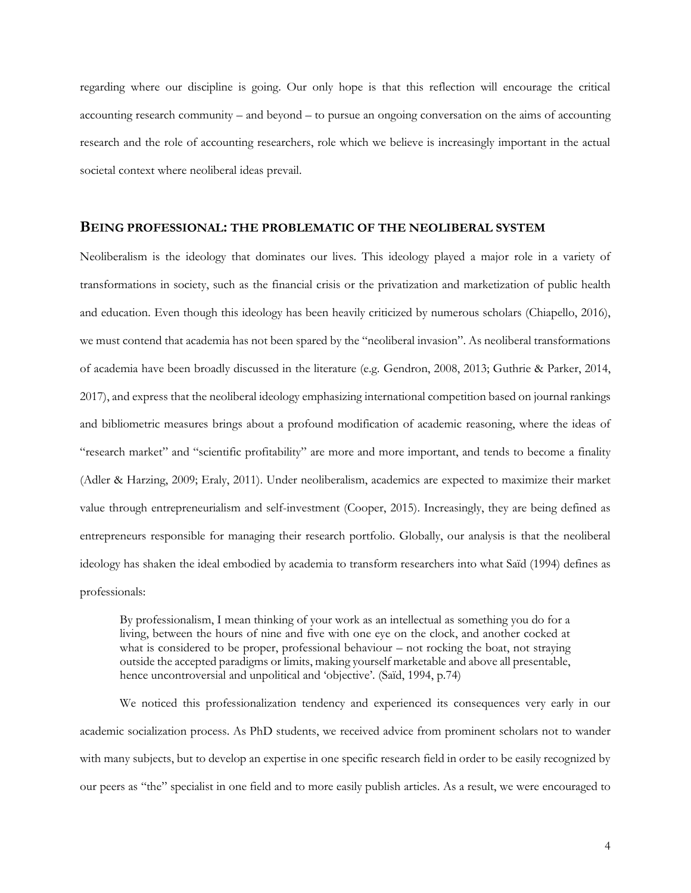regarding where our discipline is going. Our only hope is that this reflection will encourage the critical accounting research community – and beyond – to pursue an ongoing conversation on the aims of accounting research and the role of accounting researchers, role which we believe is increasingly important in the actual societal context where neoliberal ideas prevail.

## BEING PROFESSIONAL: THE PROBLEMATIC OF THE NEOLIBERAL SYSTEM

Neoliberalism is the ideology that dominates our lives. This ideology played a major role in a variety of transformations in society, such as the financial crisis or the privatization and marketization of public health and education. Even though this ideology has been heavily criticized by numerous scholars (Chiapello, 2016), we must contend that academia has not been spared by the "neoliberal invasion". As neoliberal transformations of academia have been broadly discussed in the literature (e.g. Gendron, 2008, 2013; Guthrie & Parker, 2014, 2017), and express that the neoliberal ideology emphasizing international competition based on journal rankings and bibliometric measures brings about a profound modification of academic reasoning, where the ideas of "research market" and "scientific profitability" are more and more important, and tends to become a finality (Adler & Harzing, 2009; Eraly, 2011). Under neoliberalism, academics are expected to maximize their market value through entrepreneurialism and self-investment (Cooper, 2015). Increasingly, they are being defined as entrepreneurs responsible for managing their research portfolio. Globally, our analysis is that the neoliberal ideology has shaken the ideal embodied by academia to transform researchers into what Saïd (1994) defines as professionals:

> By professionalism, I mean thinking of your work as an intellectual as something you do for a living, between the hours of nine and five with one eye on the clock, and another cocked at what is considered to be proper, professional behaviour – not rocking the boat, not straying outside the accepted paradigms or limits, making yourself marketable and above all presentable, hence uncontroversial and unpolitical and 'objective'. (Saïd, 1994, p.74)

We noticed this professionalization tendency and experienced its consequences very early in our academic socialization process. As PhD students, we received advice from prominent scholars not to wander with many subjects, but to develop an expertise in one specific research field in order to be easily recognized by our peers as "the" specialist in one field and to more easily publish articles. As a result, we were encouraged to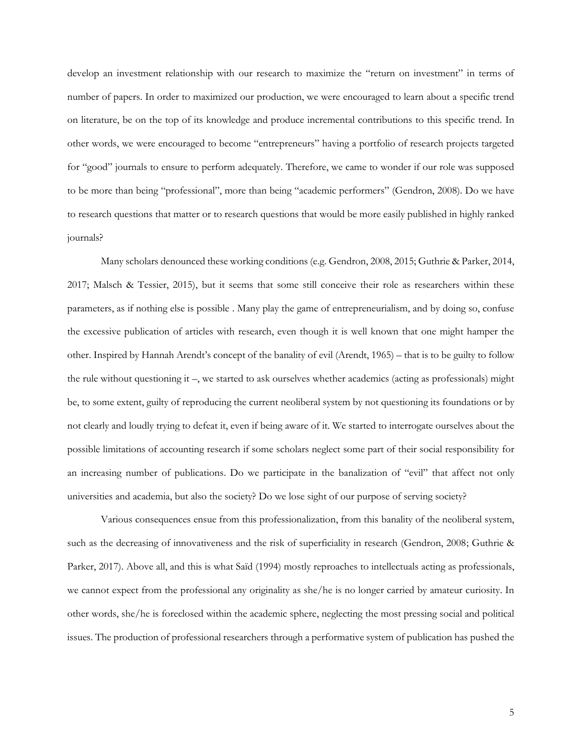develop an investment relationship with our research to maximize the "return on investment" in terms of number of papers. In order to maximized our production, we were encouraged to learn about a specific trend on literature, be on the top of its knowledge and produce incremental contributions to this specific trend. In other words, we were encouraged to become "entrepreneurs" having a portfolio of research projects targeted for "good" journals to ensure to perform adequately. Therefore, we came to wonder if our role was supposed to be more than being "professional", more than being "academic performers" (Gendron, 2008). Do we have to research questions that matter or to research questions that would be more easily published in highly ranked journals?

Many scholars denounced these working conditions (e.g. Gendron, 2008, 2015; Guthrie & Parker, 2014, 2017; Malsch & Tessier, 2015), but it seems that some still conceive their role as researchers within these parameters, as if nothing else is possible . Many play the game of entrepreneurialism, and by doing so, confuse the excessive publication of articles with research, even though it is well known that one might hamper the other. Inspired by Hannah Arendt's concept of the banality of evil (Arendt, 1965) – that is to be guilty to follow the rule without questioning it –, we started to ask ourselves whether academics (acting as professionals) might be, to some extent, guilty of reproducing the current neoliberal system by not questioning its foundations or by not clearly and loudly trying to defeat it, even if being aware of it. We started to interrogate ourselves about the possible limitations of accounting research if some scholars neglect some part of their social responsibility for an increasing number of publications. Do we participate in the banalization of "evil" that affect not only universities and academia, but also the society? Do we lose sight of our purpose of serving society?

Various consequences ensue from this professionalization, from this banality of the neoliberal system, such as the decreasing of innovativeness and the risk of superficiality in research (Gendron, 2008; Guthrie & Parker, 2017). Above all, and this is what Saïd (1994) mostly reproaches to intellectuals acting as professionals, we cannot expect from the professional any originality as she/he is no longer carried by amateur curiosity. In other words, she/he is foreclosed within the academic sphere, neglecting the most pressing social and political issues. The production of professional researchers through a performative system of publication has pushed the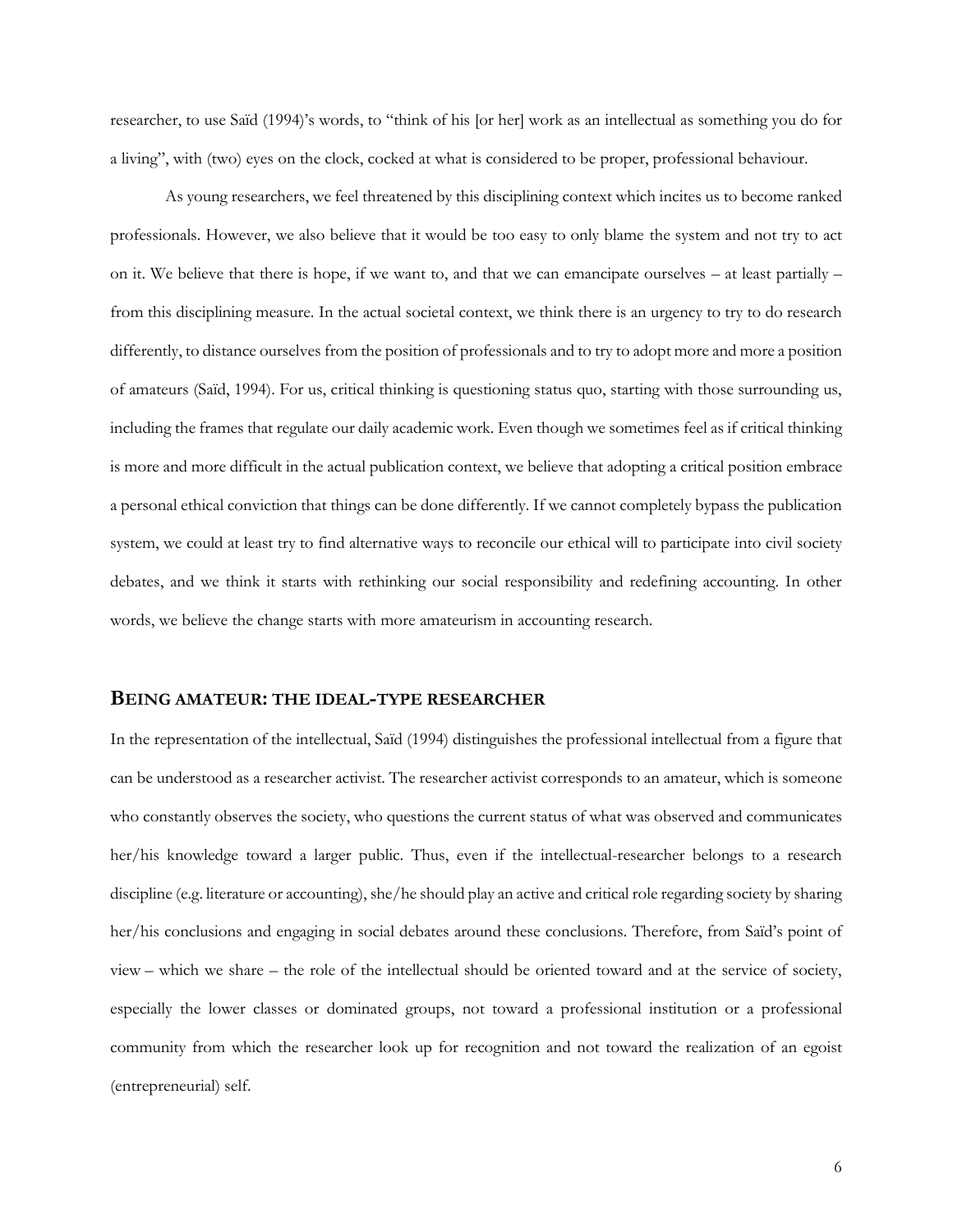researcher, to use Saïd (1994)'s words, to "think of his [or her] work as an intellectual as something you do for a living", with (two) eyes on the clock, cocked at what is considered to be proper, professional behaviour.

As young researchers, we feel threatened by this disciplining context which incites us to become ranked professionals. However, we also believe that it would be too easy to only blame the system and not try to act on it. We believe that there is hope, if we want to, and that we can emancipate ourselves – at least partially – from this disciplining measure. In the actual societal context, we think there is an urgency to try to do research differently, to distance ourselves from the position of professionals and to try to adopt more and more a position of amateurs (Saïd, 1994). For us, critical thinking is questioning status quo, starting with those surrounding us, including the frames that regulate our daily academic work. Even though we sometimes feel as if critical thinking is more and more difficult in the actual publication context, we believe that adopting a critical position embrace a personal ethical conviction that things can be done differently. If we cannot completely bypass the publication system, we could at least try to find alternative ways to reconcile our ethical will to participate into civil society debates, and we think it starts with rethinking our social responsibility and redefining accounting. In other words, we believe the change starts with more amateurism in accounting research.

## BEING AMATEUR: THE IDEAL-TYPE RESEARCHER

In the representation of the intellectual, Saïd (1994) distinguishes the professional intellectual from a figure that can be understood as a researcher activist. The researcher activist corresponds to an amateur, which is someone who constantly observes the society, who questions the current status of what was observed and communicates her/his knowledge toward a larger public. Thus, even if the intellectual-researcher belongs to a research discipline (e.g. literature or accounting), she/he should play an active and critical role regarding society by sharing her/his conclusions and engaging in social debates around these conclusions. Therefore, from Saïd's point of view – which we share – the role of the intellectual should be oriented toward and at the service of society, especially the lower classes or dominated groups, not toward a professional institution or a professional community from which the researcher look up for recognition and not toward the realization of an egoist (entrepreneurial) self.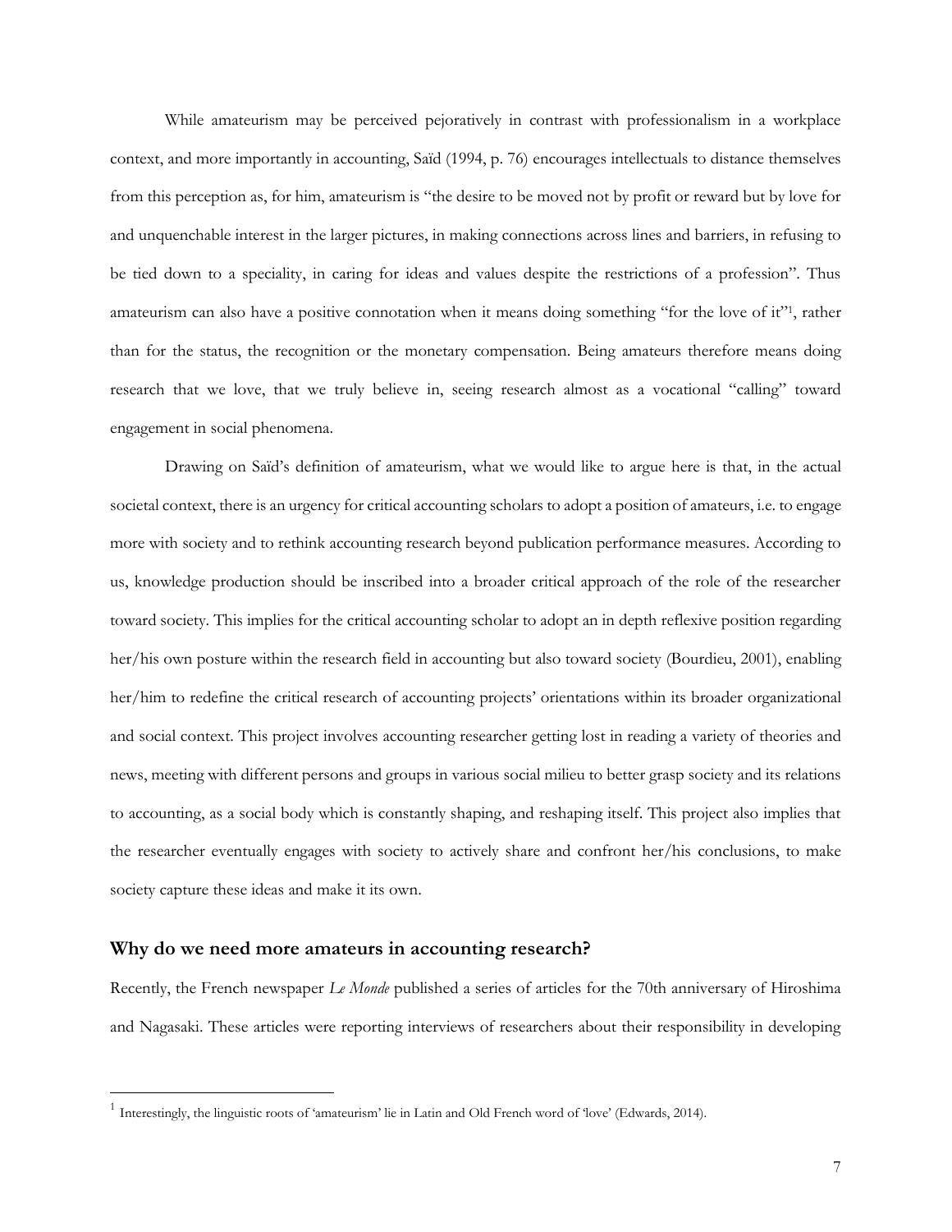While amateurism may be perceived pejoratively in contrast with professionalism in a workplace context, and more importantly in accounting, Saïd (1994, p. 76) encourages intellectuals to distance themselves from this perception as, for him, amateurism is "the desire to be moved not by profit or reward but by love for and unquenchable interest in the larger pictures, in making connections across lines and barriers, in refusing to be tied down to a speciality, in caring for ideas and values despite the restrictions of a profession". Thus amateurism can also have a positive connotation when it means doing something "for the love of it"[1], rather than for the status, the recognition or the monetary compensation. Being amateurs therefore means doing research that we love, that we truly believe in, seeing research almost as a vocational "calling" toward engagement in social phenomena.

Drawing on Saïd's definition of amateurism, what we would like to argue here is that, in the actual societal context, there is an urgency for critical accounting scholars to adopt a position of amateurs, i.e. to engage more with society and to rethink accounting research beyond publication performance measures. According to us, knowledge production should be inscribed into a broader critical approach of the role of the researcher toward society. This implies for the critical accounting scholar to adopt an in depth reflexive position regarding her/his own posture within the research field in accounting but also toward society (Bourdieu, 2001), enabling her/him to redefine the critical research of accounting projects' orientations within its broader organizational and social context. This project involves accounting researcher getting lost in reading a variety of theories and news, meeting with different persons and groups in various social milieu to better grasp society and its relations to accounting, as a social body which is constantly shaping, and reshaping itself. This project also implies that the researcher eventually engages with society to actively share and confront her/his conclusions, to make society capture these ideas and make it its own.

## Why do we need more amateurs in accounting research?

Recently, the French newspaper *Le Monde* published a series of articles for the 70th anniversary of Hiroshima and Nagasaki. These articles were reporting interviews of researchers about their responsibility in developing

---

[1] Interestingly, the linguistic roots of 'amateurism' lie in Latin and Old French word of 'love' (Edwards, 2014).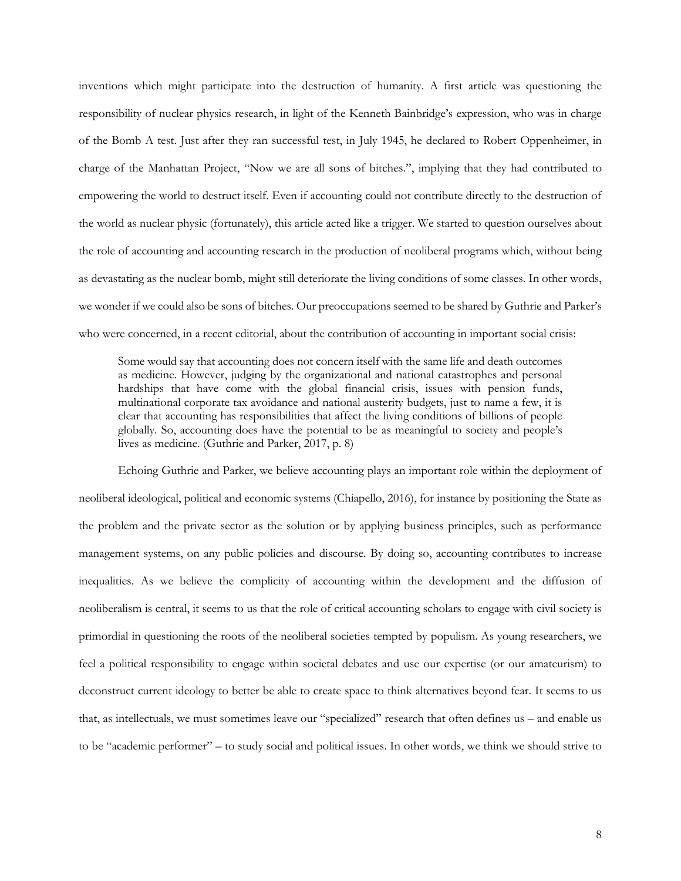inventions which might participate into the destruction of humanity. A first article was questioning the responsibility of nuclear physics research, in light of the Kenneth Bainbridge's expression, who was in charge of the Bomb A test. Just after they ran successful test, in July 1945, he declared to Robert Oppenheimer, in charge of the Manhattan Project, "Now we are all sons of bitches.", implying that they had contributed to empowering the world to destruct itself. Even if accounting could not contribute directly to the destruction of the world as nuclear physic (fortunately), this article acted like a trigger. We started to question ourselves about the role of accounting and accounting research in the production of neoliberal programs which, without being as devastating as the nuclear bomb, might still deteriorate the living conditions of some classes. In other words, we wonder if we could also be sons of bitches. Our preoccupations seemed to be shared by Guthrie and Parker's who were concerned, in a recent editorial, about the contribution of accounting in important social crisis:

> Some would say that accounting does not concern itself with the same life and death outcomes as medicine. However, judging by the organizational and national catastrophes and personal hardships that have come with the global financial crisis, issues with pension funds, multinational corporate tax avoidance and national austerity budgets, just to name a few, it is clear that accounting has responsibilities that affect the living conditions of billions of people globally. So, accounting does have the potential to be as meaningful to society and people's lives as medicine. (Guthrie and Parker, 2017, p. 8)

Echoing Guthrie and Parker, we believe accounting plays an important role within the deployment of neoliberal ideological, political and economic systems (Chiapello, 2016), for instance by positioning the State as the problem and the private sector as the solution or by applying business principles, such as performance management systems, on any public policies and discourse. By doing so, accounting contributes to increase inequalities. As we believe the complicity of accounting within the development and the diffusion of neoliberalism is central, it seems to us that the role of critical accounting scholars to engage with civil society is primordial in questioning the roots of the neoliberal societies tempted by populism. As young researchers, we feel a political responsibility to engage within societal debates and use our expertise (or our amateurism) to deconstruct current ideology to better be able to create space to think alternatives beyond fear. It seems to us that, as intellectuals, we must sometimes leave our "specialized" research that often defines us – and enable us to be "academic performer" – to study social and political issues. In other words, we think we should strive to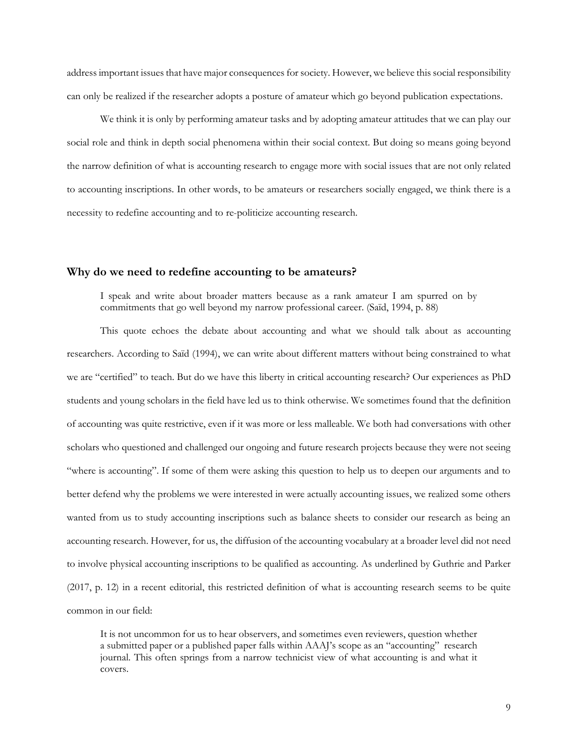address important issues that have major consequences for society. However, we believe this social responsibility can only be realized if the researcher adopts a posture of amateur which go beyond publication expectations.

We think it is only by performing amateur tasks and by adopting amateur attitudes that we can play our social role and think in depth social phenomena within their social context. But doing so means going beyond the narrow definition of what is accounting research to engage more with social issues that are not only related to accounting inscriptions. In other words, to be amateurs or researchers socially engaged, we think there is a necessity to redefine accounting and to re-politicize accounting research.

## Why do we need to redefine accounting to be amateurs?

> I speak and write about broader matters because as a rank amateur I am spurred on by commitments that go well beyond my narrow professional career. (Saïd, 1994, p. 88)

This quote echoes the debate about accounting and what we should talk about as accounting researchers. According to Saïd (1994), we can write about different matters without being constrained to what we are "certified" to teach. But do we have this liberty in critical accounting research? Our experiences as PhD students and young scholars in the field have led us to think otherwise. We sometimes found that the definition of accounting was quite restrictive, even if it was more or less malleable. We both had conversations with other scholars who questioned and challenged our ongoing and future research projects because they were not seeing "where is accounting". If some of them were asking this question to help us to deepen our arguments and to better defend why the problems we were interested in were actually accounting issues, we realized some others wanted from us to study accounting inscriptions such as balance sheets to consider our research as being an accounting research. However, for us, the diffusion of the accounting vocabulary at a broader level did not need to involve physical accounting inscriptions to be qualified as accounting. As underlined by Guthrie and Parker (2017, p. 12) in a recent editorial, this restricted definition of what is accounting research seems to be quite common in our field:

> It is not uncommon for us to hear observers, and sometimes even reviewers, question whether a submitted paper or a published paper falls within AAAJ's scope as an "accounting" research journal. This often springs from a narrow technicist view of what accounting is and what it covers.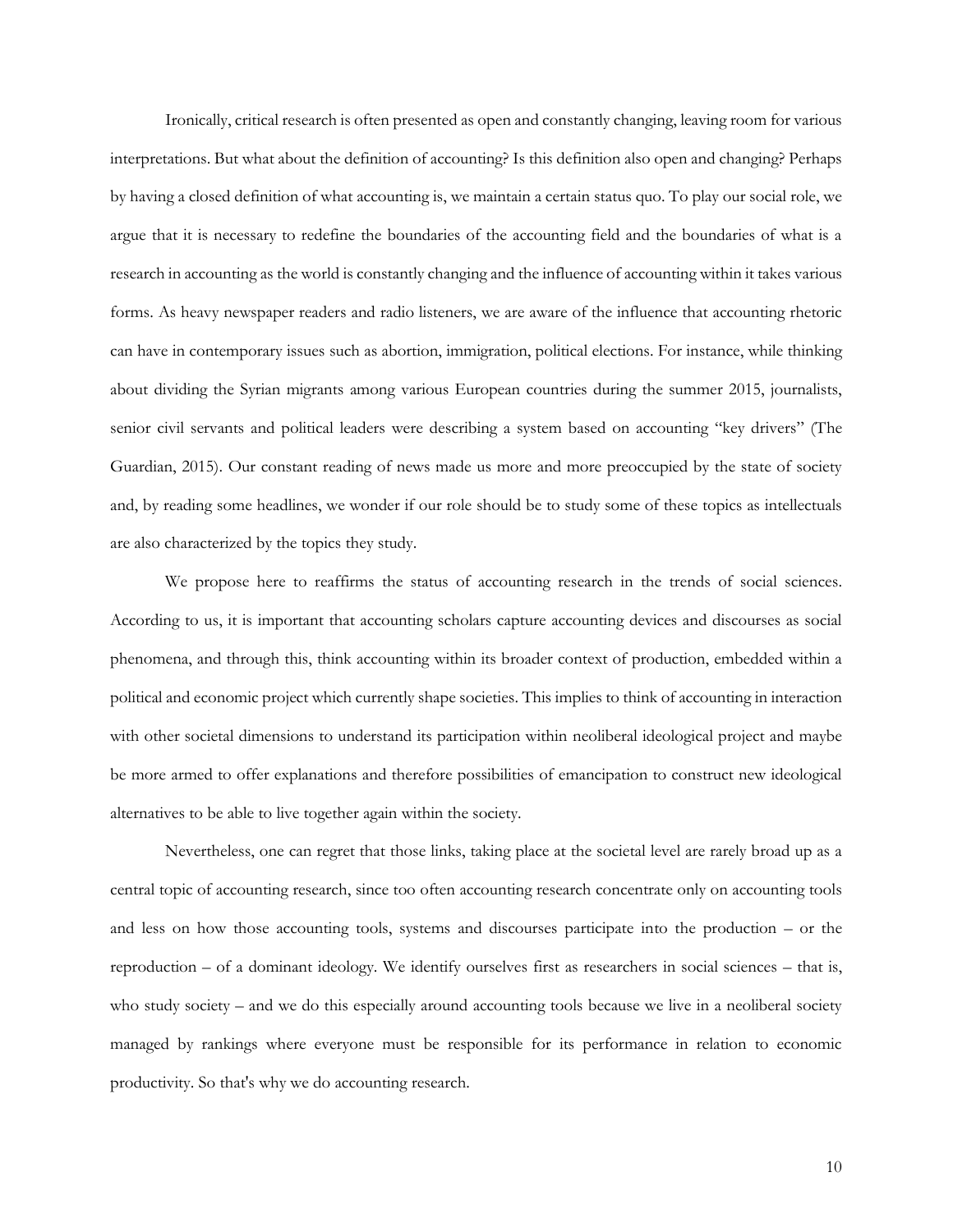Ironically, critical research is often presented as open and constantly changing, leaving room for various interpretations. But what about the definition of accounting? Is this definition also open and changing? Perhaps by having a closed definition of what accounting is, we maintain a certain status quo. To play our social role, we argue that it is necessary to redefine the boundaries of the accounting field and the boundaries of what is a research in accounting as the world is constantly changing and the influence of accounting within it takes various forms. As heavy newspaper readers and radio listeners, we are aware of the influence that accounting rhetoric can have in contemporary issues such as abortion, immigration, political elections. For instance, while thinking about dividing the Syrian migrants among various European countries during the summer 2015, journalists, senior civil servants and political leaders were describing a system based on accounting "key drivers" (The Guardian, 2015). Our constant reading of news made us more and more preoccupied by the state of society and, by reading some headlines, we wonder if our role should be to study some of these topics as intellectuals are also characterized by the topics they study.

We propose here to reaffirms the status of accounting research in the trends of social sciences. According to us, it is important that accounting scholars capture accounting devices and discourses as social phenomena, and through this, think accounting within its broader context of production, embedded within a political and economic project which currently shape societies. This implies to think of accounting in interaction with other societal dimensions to understand its participation within neoliberal ideological project and maybe be more armed to offer explanations and therefore possibilities of emancipation to construct new ideological alternatives to be able to live together again within the society.

Nevertheless, one can regret that those links, taking place at the societal level are rarely broad up as a central topic of accounting research, since too often accounting research concentrate only on accounting tools and less on how those accounting tools, systems and discourses participate into the production – or the reproduction – of a dominant ideology. We identify ourselves first as researchers in social sciences – that is, who study society – and we do this especially around accounting tools because we live in a neoliberal society managed by rankings where everyone must be responsible for its performance in relation to economic productivity. So that's why we do accounting research.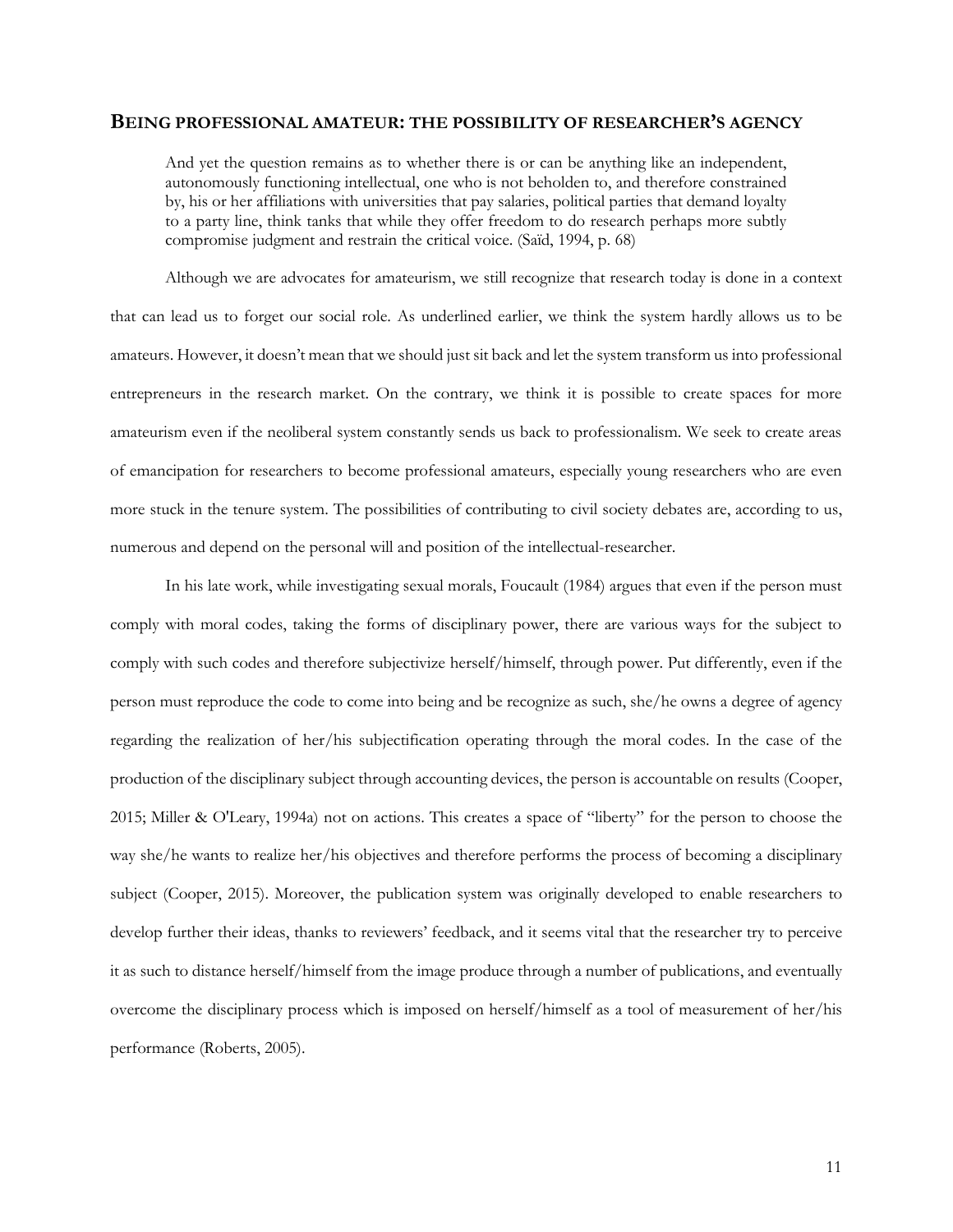## BEING PROFESSIONAL AMATEUR: THE POSSIBILITY OF RESEARCHER'S AGENCY

> And yet the question remains as to whether there is or can be anything like an independent, autonomously functioning intellectual, one who is not beholden to, and therefore constrained by, his or her affiliations with universities that pay salaries, political parties that demand loyalty to a party line, think tanks that while they offer freedom to do research perhaps more subtly compromise judgment and restrain the critical voice. (Saïd, 1994, p. 68)

Although we are advocates for amateurism, we still recognize that research today is done in a context that can lead us to forget our social role. As underlined earlier, we think the system hardly allows us to be amateurs. However, it doesn't mean that we should just sit back and let the system transform us into professional entrepreneurs in the research market. On the contrary, we think it is possible to create spaces for more amateurism even if the neoliberal system constantly sends us back to professionalism. We seek to create areas of emancipation for researchers to become professional amateurs, especially young researchers who are even more stuck in the tenure system. The possibilities of contributing to civil society debates are, according to us, numerous and depend on the personal will and position of the intellectual-researcher.

In his late work, while investigating sexual morals, Foucault (1984) argues that even if the person must comply with moral codes, taking the forms of disciplinary power, there are various ways for the subject to comply with such codes and therefore subjectivize herself/himself, through power. Put differently, even if the person must reproduce the code to come into being and be recognize as such, she/he owns a degree of agency regarding the realization of her/his subjectification operating through the moral codes. In the case of the production of the disciplinary subject through accounting devices, the person is accountable on results (Cooper, 2015; Miller & O'Leary, 1994a) not on actions. This creates a space of "liberty" for the person to choose the way she/he wants to realize her/his objectives and therefore performs the process of becoming a disciplinary subject (Cooper, 2015). Moreover, the publication system was originally developed to enable researchers to develop further their ideas, thanks to reviewers' feedback, and it seems vital that the researcher try to perceive it as such to distance herself/himself from the image produce through a number of publications, and eventually overcome the disciplinary process which is imposed on herself/himself as a tool of measurement of her/his performance (Roberts, 2005).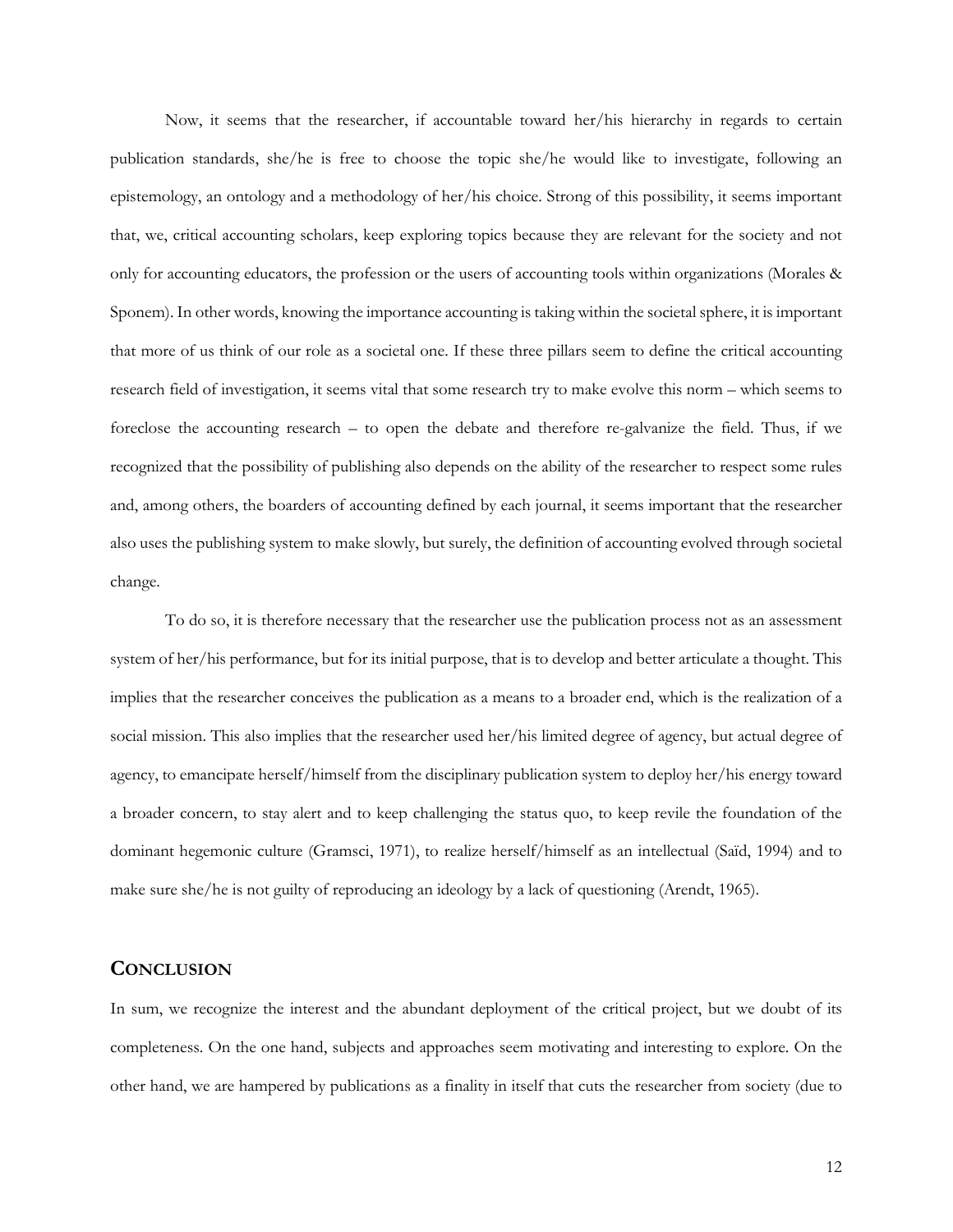Now, it seems that the researcher, if accountable toward her/his hierarchy in regards to certain publication standards, she/he is free to choose the topic she/he would like to investigate, following an epistemology, an ontology and a methodology of her/his choice. Strong of this possibility, it seems important that, we, critical accounting scholars, keep exploring topics because they are relevant for the society and not only for accounting educators, the profession or the users of accounting tools within organizations (Morales & Sponem). In other words, knowing the importance accounting is taking within the societal sphere, it is important that more of us think of our role as a societal one. If these three pillars seem to define the critical accounting research field of investigation, it seems vital that some research try to make evolve this norm – which seems to foreclose the accounting research – to open the debate and therefore re-galvanize the field. Thus, if we recognized that the possibility of publishing also depends on the ability of the researcher to respect some rules and, among others, the boarders of accounting defined by each journal, it seems important that the researcher also uses the publishing system to make slowly, but surely, the definition of accounting evolved through societal change.

To do so, it is therefore necessary that the researcher use the publication process not as an assessment system of her/his performance, but for its initial purpose, that is to develop and better articulate a thought. This implies that the researcher conceives the publication as a means to a broader end, which is the realization of a social mission. This also implies that the researcher used her/his limited degree of agency, but actual degree of agency, to emancipate herself/himself from the disciplinary publication system to deploy her/his energy toward a broader concern, to stay alert and to keep challenging the status quo, to keep revile the foundation of the dominant hegemonic culture (Gramsci, 1971), to realize herself/himself as an intellectual (Saïd, 1994) and to make sure she/he is not guilty of reproducing an ideology by a lack of questioning (Arendt, 1965).

## Conclusion

In sum, we recognize the interest and the abundant deployment of the critical project, but we doubt of its completeness. On the one hand, subjects and approaches seem motivating and interesting to explore. On the other hand, we are hampered by publications as a finality in itself that cuts the researcher from society (due to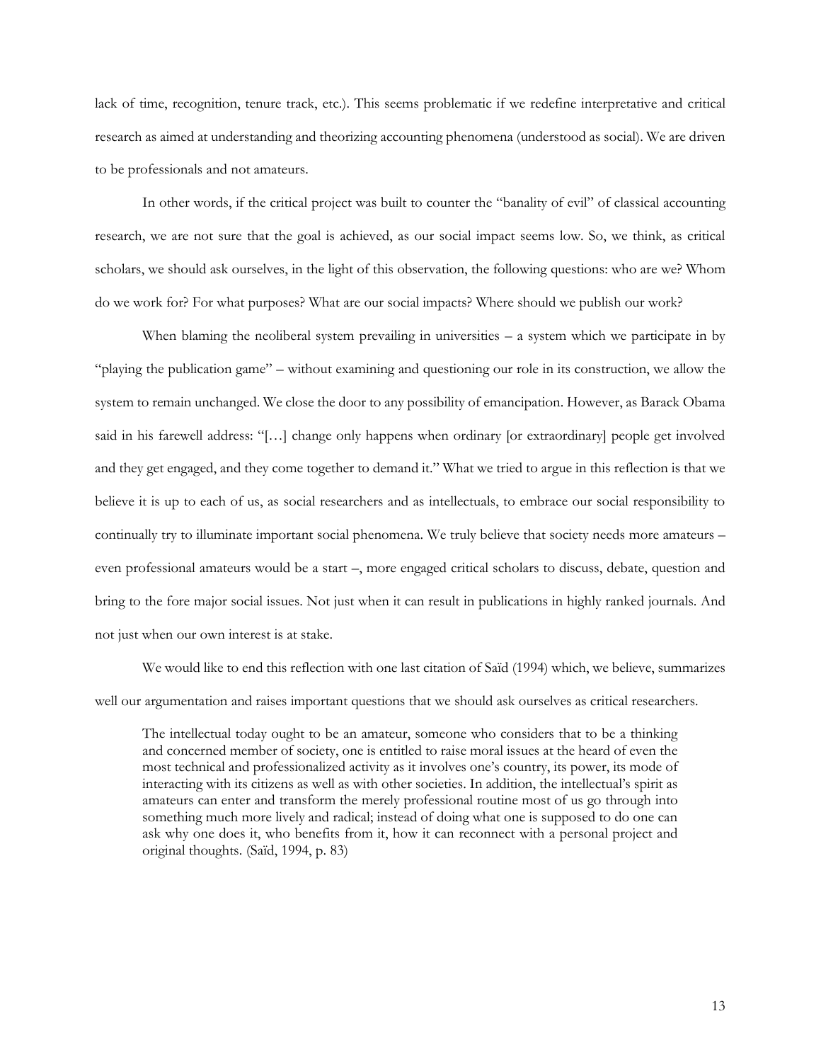lack of time, recognition, tenure track, etc.). This seems problematic if we redefine interpretative and critical research as aimed at understanding and theorizing accounting phenomena (understood as social). We are driven to be professionals and not amateurs.

In other words, if the critical project was built to counter the "banality of evil" of classical accounting research, we are not sure that the goal is achieved, as our social impact seems low. So, we think, as critical scholars, we should ask ourselves, in the light of this observation, the following questions: who are we? Whom do we work for? For what purposes? What are our social impacts? Where should we publish our work?

When blaming the neoliberal system prevailing in universities – a system which we participate in by "playing the publication game" – without examining and questioning our role in its construction, we allow the system to remain unchanged. We close the door to any possibility of emancipation. However, as Barack Obama said in his farewell address: "[…] change only happens when ordinary [or extraordinary] people get involved and they get engaged, and they come together to demand it." What we tried to argue in this reflection is that we believe it is up to each of us, as social researchers and as intellectuals, to embrace our social responsibility to continually try to illuminate important social phenomena. We truly believe that society needs more amateurs – even professional amateurs would be a start –, more engaged critical scholars to discuss, debate, question and bring to the fore major social issues. Not just when it can result in publications in highly ranked journals. And not just when our own interest is at stake.

We would like to end this reflection with one last citation of Saïd (1994) which, we believe, summarizes well our argumentation and raises important questions that we should ask ourselves as critical researchers.

> The intellectual today ought to be an amateur, someone who considers that to be a thinking and concerned member of society, one is entitled to raise moral issues at the heard of even the most technical and professionalized activity as it involves one's country, its power, its mode of interacting with its citizens as well as with other societies. In addition, the intellectual's spirit as amateurs can enter and transform the merely professional routine most of us go through into something much more lively and radical; instead of doing what one is supposed to do one can ask why one does it, who benefits from it, how it can reconnect with a personal project and original thoughts. (Saïd, 1994, p. 83)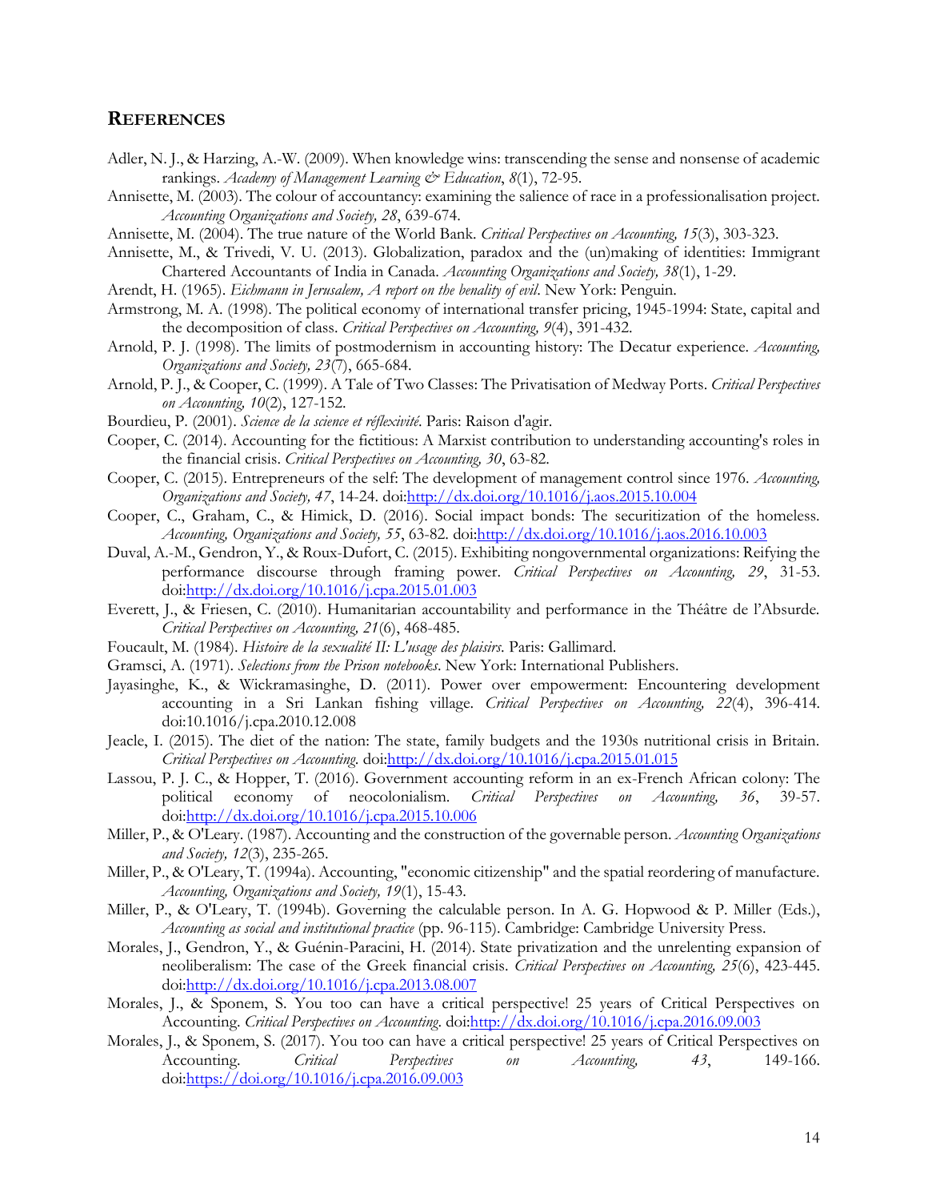## References

Adler, N. J., & Harzing, A.-W. (2009). When knowledge wins: transcending the sense and nonsense of academic rankings. *Academy of Management Learning & Education*, *8*(1), 72-95.

Annisette, M. (2003). The colour of accountancy: examining the salience of race in a professionalisation project. *Accounting Organizations and Society, 28*, 639-674.

Annisette, M. (2004). The true nature of the World Bank. *Critical Perspectives on Accounting, 15*(3), 303-323.

Annisette, M., & Trivedi, V. U. (2013). Globalization, paradox and the (un)making of identities: Immigrant Chartered Accountants of India in Canada. *Accounting Organizations and Society, 38*(1), 1-29.

Arendt, H. (1965). *Eichmann in Jerusalem, A report on the benality of evil*. New York: Penguin.

Armstrong, M. A. (1998). The political economy of international transfer pricing, 1945-1994: State, capital and the decomposition of class. *Critical Perspectives on Accounting, 9*(4), 391-432.

Arnold, P. J. (1998). The limits of postmodernism in accounting history: The Decatur experience. *Accounting, Organizations and Society, 23*(7), 665-684.

Arnold, P. J., & Cooper, C. (1999). A Tale of Two Classes: The Privatisation of Medway Ports. *Critical Perspectives on Accounting, 10*(2), 127-152.

Bourdieu, P. (2001). *Science de la science et réflexivité*. Paris: Raison d'agir.

Cooper, C. (2014). Accounting for the fictitious: A Marxist contribution to understanding accounting's roles in the financial crisis. *Critical Perspectives on Accounting, 30*, 63-82.

Cooper, C. (2015). Entrepreneurs of the self: The development of management control since 1976. *Accounting, Organizations and Society, 47*, 14-24. doi:http://dx.doi.org/10.1016/j.aos.2015.10.004

Cooper, C., Graham, C., & Himick, D. (2016). Social impact bonds: The securitization of the homeless. *Accounting, Organizations and Society, 55*, 63-82. doi:http://dx.doi.org/10.1016/j.aos.2016.10.003

Duval, A.-M., Gendron, Y., & Roux-Dufort, C. (2015). Exhibiting nongovernmental organizations: Reifying the performance discourse through framing power. *Critical Perspectives on Accounting, 29*, 31-53. doi:http://dx.doi.org/10.1016/j.cpa.2015.01.003

Everett, J., & Friesen, C. (2010). Humanitarian accountability and performance in the Théâtre de l'Absurde. *Critical Perspectives on Accounting, 21*(6), 468-485.

Foucault, M. (1984). *Histoire de la sexualité II: L'usage des plaisirs*. Paris: Gallimard.

Gramsci, A. (1971). *Selections from the Prison notebooks*. New York: International Publishers.

Jayasinghe, K., & Wickramasinghe, D. (2011). Power over empowerment: Encountering development accounting in a Sri Lankan fishing village. *Critical Perspectives on Accounting, 22*(4), 396-414. doi:10.1016/j.cpa.2010.12.008

Jeacle, I. (2015). The diet of the nation: The state, family budgets and the 1930s nutritional crisis in Britain. *Critical Perspectives on Accounting*. doi:http://dx.doi.org/10.1016/j.cpa.2015.01.015

Lassou, P. J. C., & Hopper, T. (2016). Government accounting reform in an ex-French African colony: The political economy of neocolonialism. *Critical Perspectives on Accounting, 36*, 39-57. doi:http://dx.doi.org/10.1016/j.cpa.2015.10.006

Miller, P., & O'Leary. (1987). Accounting and the construction of the governable person. *Accounting Organizations and Society, 12*(3), 235-265.

Miller, P., & O'Leary, T. (1994a). Accounting, "economic citizenship" and the spatial reordering of manufacture. *Accounting, Organizations and Society, 19*(1), 15-43.

Miller, P., & O'Leary, T. (1994b). Governing the calculable person. In A. G. Hopwood & P. Miller (Eds.), *Accounting as social and institutional practice* (pp. 96-115). Cambridge: Cambridge University Press.

Morales, J., Gendron, Y., & Guénin-Paracini, H. (2014). State privatization and the unrelenting expansion of neoliberalism: The case of the Greek financial crisis. *Critical Perspectives on Accounting, 25*(6), 423-445. doi:http://dx.doi.org/10.1016/j.cpa.2013.08.007

Morales, J., & Sponem, S. You too can have a critical perspective! 25 years of Critical Perspectives on Accounting. *Critical Perspectives on Accounting*. doi:http://dx.doi.org/10.1016/j.cpa.2016.09.003

Morales, J., & Sponem, S. (2017). You too can have a critical perspective! 25 years of Critical Perspectives on Accounting. *Critical Perspectives on Accounting, 43*, 149-166. doi:https://doi.org/10.1016/j.cpa.2016.09.003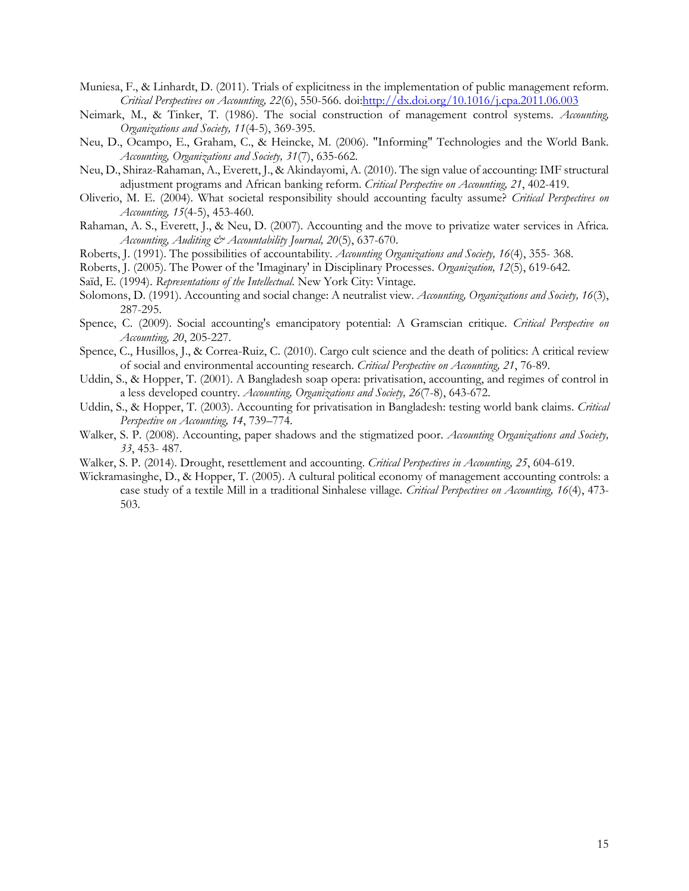Muniesa, F., & Linhardt, D. (2011). Trials of explicitness in the implementation of public management reform. *Critical Perspectives on Accounting, 22*(6), 550-566. doi:http://dx.doi.org/10.1016/j.cpa.2011.06.003

Neimark, M., & Tinker, T. (1986). The social construction of management control systems. *Accounting, Organizations and Society, 11*(4-5), 369-395.

Neu, D., Ocampo, E., Graham, C., & Heincke, M. (2006). "Informing" Technologies and the World Bank. *Accounting, Organizations and Society, 31*(7), 635-662.

Neu, D., Shiraz-Rahaman, A., Everett, J., & Akindayomi, A. (2010). The sign value of accounting: IMF structural adjustment programs and African banking reform. *Critical Perspective on Accounting, 21*, 402-419.

Oliverio, M. E. (2004). What societal responsibility should accounting faculty assume? *Critical Perspectives on Accounting, 15*(4-5), 453-460.

Rahaman, A. S., Everett, J., & Neu, D. (2007). Accounting and the move to privatize water services in Africa. *Accounting, Auditing & Accountability Journal, 20*(5), 637-670.

Roberts, J. (1991). The possibilities of accountability. *Accounting Organizations and Society, 16*(4), 355- 368.

Roberts, J. (2005). The Power of the 'Imaginary' in Disciplinary Processes. *Organization, 12*(5), 619-642.

Saïd, E. (1994). *Representations of the Intellectual.* New York City: Vintage.

Solomons, D. (1991). Accounting and social change: A neutralist view. *Accounting, Organizations and Society, 16*(3), 287-295.

Spence, C. (2009). Social accounting's emancipatory potential: A Gramscian critique. *Critical Perspective on Accounting, 20*, 205-227.

Spence, C., Husillos, J., & Correa-Ruiz, C. (2010). Cargo cult science and the death of politics: A critical review of social and environmental accounting research. *Critical Perspective on Accounting, 21*, 76-89.

Uddin, S., & Hopper, T. (2001). A Bangladesh soap opera: privatisation, accounting, and regimes of control in a less developed country. *Accounting, Organizations and Society, 26*(7-8), 643-672.

Uddin, S., & Hopper, T. (2003). Accounting for privatisation in Bangladesh: testing world bank claims. *Critical Perspective on Accounting, 14*, 739–774.

Walker, S. P. (2008). Accounting, paper shadows and the stigmatized poor. *Accounting Organizations and Society, 33*, 453- 487.

Walker, S. P. (2014). Drought, resettlement and accounting. *Critical Perspectives in Accounting, 25*, 604-619.

Wickramasinghe, D., & Hopper, T. (2005). A cultural political economy of management accounting controls: a case study of a textile Mill in a traditional Sinhalese village. *Critical Perspectives on Accounting, 16*(4), 473-503.